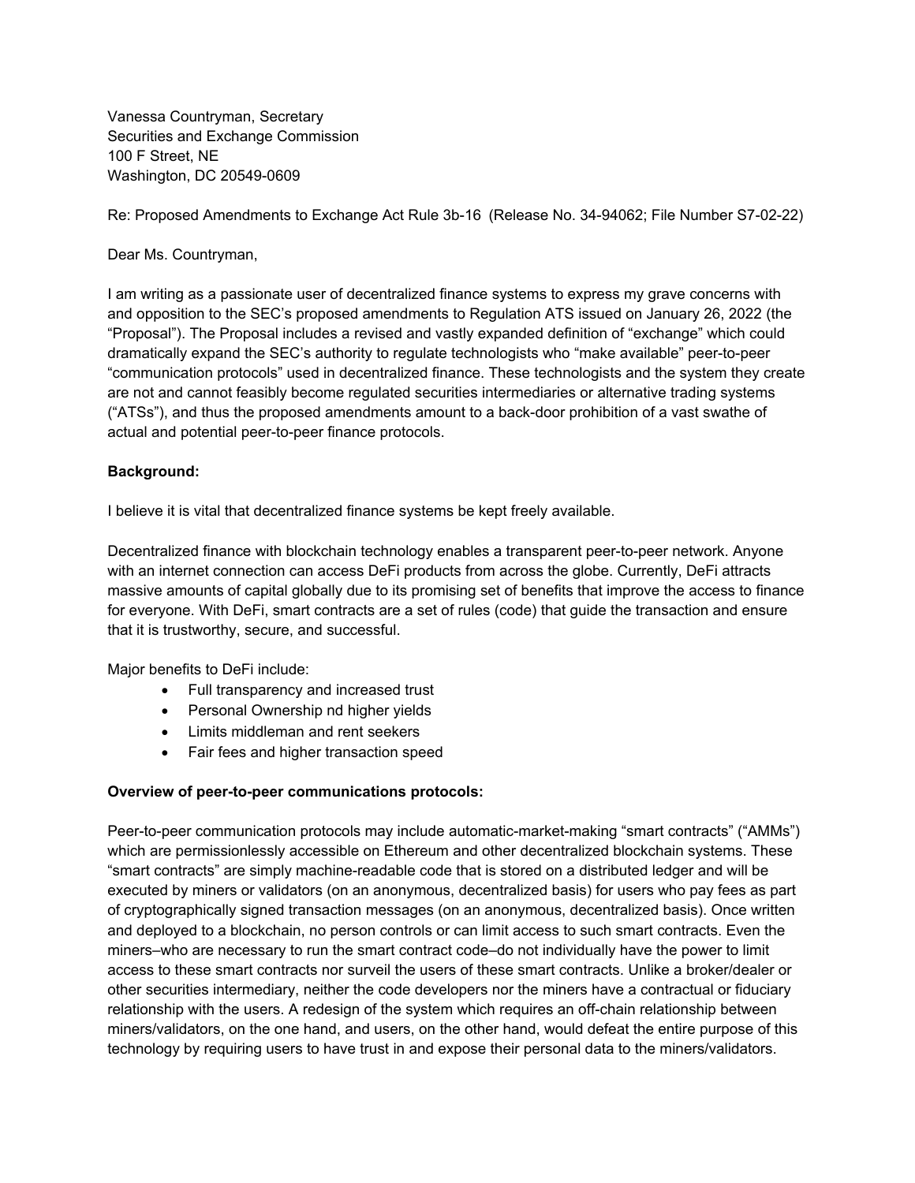Vanessa Countryman, Secretary
Securities and Exchange Commission
100 F Street, NE
Washington, DC 20549-0609

Re: Proposed Amendments to Exchange Act Rule 3b-16 (Release No. 34-94062; File Number S7-02-22)

Dear Ms. Countryman,

I am writing as a passionate user of decentralized finance systems to express my grave concerns with and opposition to the SEC's proposed amendments to Regulation ATS issued on January 26, 2022 (the "Proposal"). The Proposal includes a revised and vastly expanded definition of "exchange" which could dramatically expand the SEC's authority to regulate technologists who "make available" peer-to-peer "communication protocols" used in decentralized finance. These technologists and the system they create are not and cannot feasibly become regulated securities intermediaries or alternative trading systems ("ATSs"), and thus the proposed amendments amount to a back-door prohibition of a vast swathe of actual and potential peer-to-peer finance protocols.

**Background:**

I believe it is vital that decentralized finance systems be kept freely available.

Decentralized finance with blockchain technology enables a transparent peer-to-peer network. Anyone with an internet connection can access DeFi products from across the globe. Currently, DeFi attracts massive amounts of capital globally due to its promising set of benefits that improve the access to finance for everyone. With DeFi, smart contracts are a set of rules (code) that guide the transaction and ensure that it is trustworthy, secure, and successful.

Major benefits to DeFi include:

- Full transparency and increased trust
- Personal Ownership nd higher yields
- Limits middleman and rent seekers
- Fair fees and higher transaction speed

**Overview of peer-to-peer communications protocols:**

Peer-to-peer communication protocols may include automatic-market-making "smart contracts" ("AMMs") which are permissionlessly accessible on Ethereum and other decentralized blockchain systems. These "smart contracts" are simply machine-readable code that is stored on a distributed ledger and will be executed by miners or validators (on an anonymous, decentralized basis) for users who pay fees as part of cryptographically signed transaction messages (on an anonymous, decentralized basis). Once written and deployed to a blockchain, no person controls or can limit access to such smart contracts. Even the miners–who are necessary to run the smart contract code–do not individually have the power to limit access to these smart contracts nor surveil the users of these smart contracts. Unlike a broker/dealer or other securities intermediary, neither the code developers nor the miners have a contractual or fiduciary relationship with the users. A redesign of the system which requires an off-chain relationship between miners/validators, on the one hand, and users, on the other hand, would defeat the entire purpose of this technology by requiring users to have trust in and expose their personal data to the miners/validators.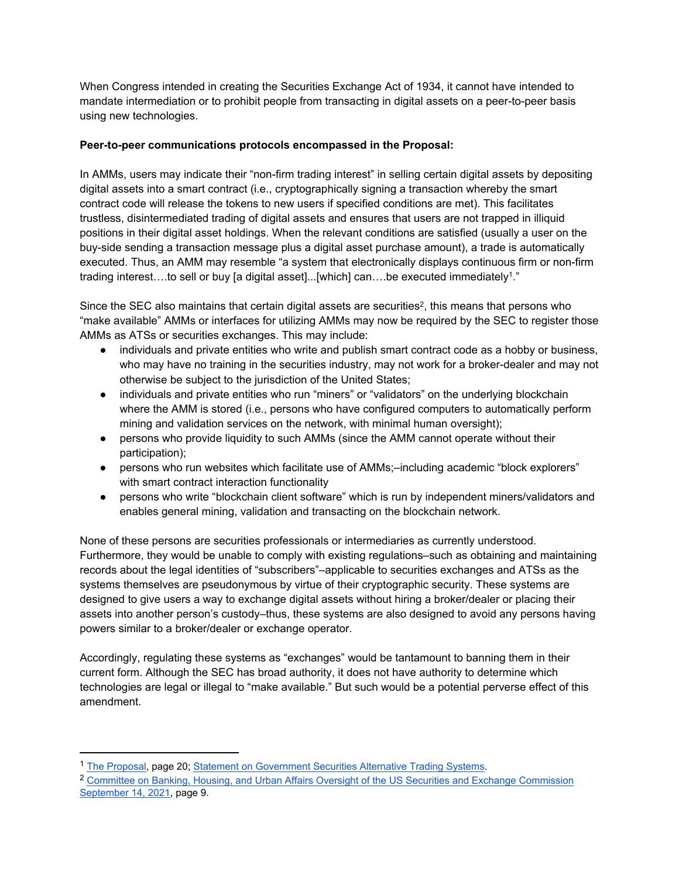When Congress intended in creating the Securities Exchange Act of 1934, it cannot have intended to mandate intermediation or to prohibit people from transacting in digital assets on a peer-to-peer basis using new technologies.

**Peer-to-peer communications protocols encompassed in the Proposal:**

In AMMs, users may indicate their "non-firm trading interest" in selling certain digital assets by depositing digital assets into a smart contract (i.e., cryptographically signing a transaction whereby the smart contract code will release the tokens to new users if specified conditions are met). This facilitates trustless, disintermediated trading of digital assets and ensures that users are not trapped in illiquid positions in their digital asset holdings. When the relevant conditions are satisfied (usually a user on the buy-side sending a transaction message plus a digital asset purchase amount), a trade is automatically executed. Thus, an AMM may resemble "a system that electronically displays continuous firm or non-firm trading interest….to sell or buy [a digital asset]...[which] can….be executed immediately[1]."

Since the SEC also maintains that certain digital assets are securities[2], this means that persons who "make available" AMMs or interfaces for utilizing AMMs may now be required by the SEC to register those AMMs as ATSs or securities exchanges. This may include:

- individuals and private entities who write and publish smart contract code as a hobby or business, who may have no training in the securities industry, may not work for a broker-dealer and may not otherwise be subject to the jurisdiction of the United States;
- individuals and private entities who run "miners" or "validators" on the underlying blockchain where the AMM is stored (i.e., persons who have configured computers to automatically perform mining and validation services on the network, with minimal human oversight);
- persons who provide liquidity to such AMMs (since the AMM cannot operate without their participation);
- persons who run websites which facilitate use of AMMs;–including academic "block explorers" with smart contract interaction functionality
- persons who write "blockchain client software" which is run by independent miners/validators and enables general mining, validation and transacting on the blockchain network.

None of these persons are securities professionals or intermediaries as currently understood. Furthermore, they would be unable to comply with existing regulations–such as obtaining and maintaining records about the legal identities of "subscribers"–applicable to securities exchanges and ATSs as the systems themselves are pseudonymous by virtue of their cryptographic security. These systems are designed to give users a way to exchange digital assets without hiring a broker/dealer or placing their assets into another person's custody–thus, these systems are also designed to avoid any persons having powers similar to a broker/dealer or exchange operator.

Accordingly, regulating these systems as "exchanges" would be tantamount to banning them in their current form. Although the SEC has broad authority, it does not have authority to determine which technologies are legal or illegal to "make available." But such would be a potential perverse effect of this amendment.

---

[1] The Proposal, page 20; Statement on Government Securities Alternative Trading Systems.

[2] Committee on Banking, Housing, and Urban Affairs Oversight of the US Securities and Exchange Commission September 14, 2021, page 9.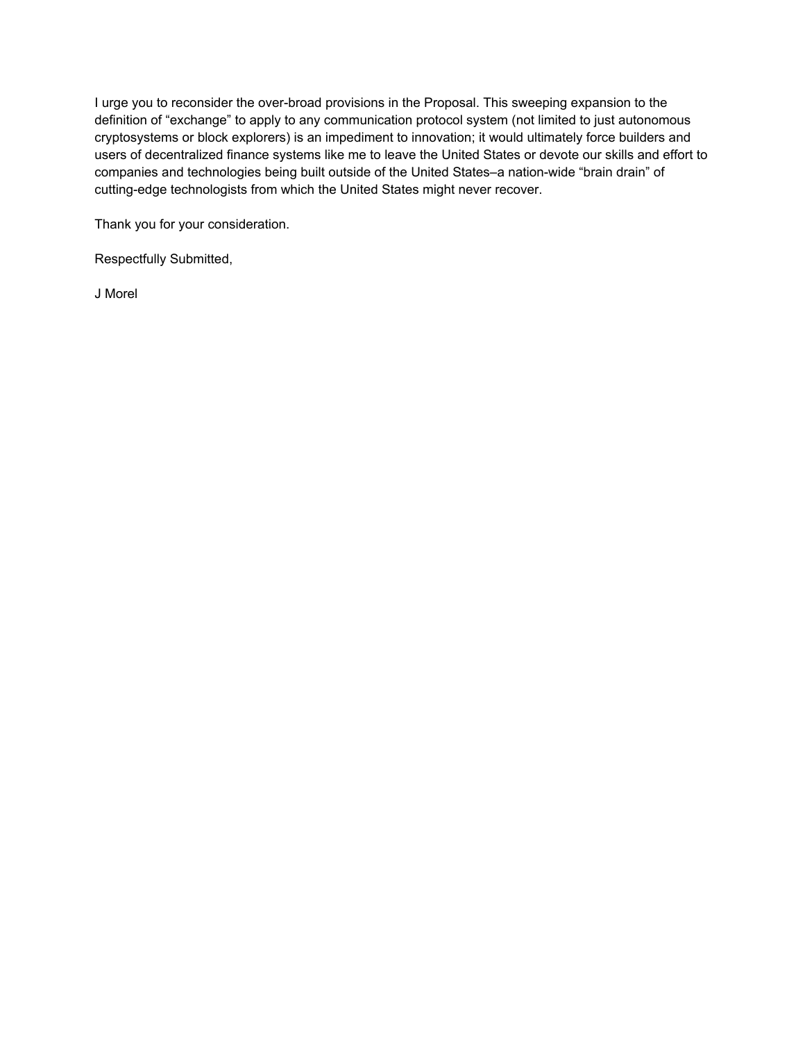I urge you to reconsider the over-broad provisions in the Proposal. This sweeping expansion to the definition of “exchange” to apply to any communication protocol system (not limited to just autonomous cryptosystems or block explorers) is an impediment to innovation; it would ultimately force builders and users of decentralized finance systems like me to leave the United States or devote our skills and effort to companies and technologies being built outside of the United States–a nation-wide “brain drain” of cutting-edge technologists from which the United States might never recover.

Thank you for your consideration.

Respectfully Submitted,

J Morel